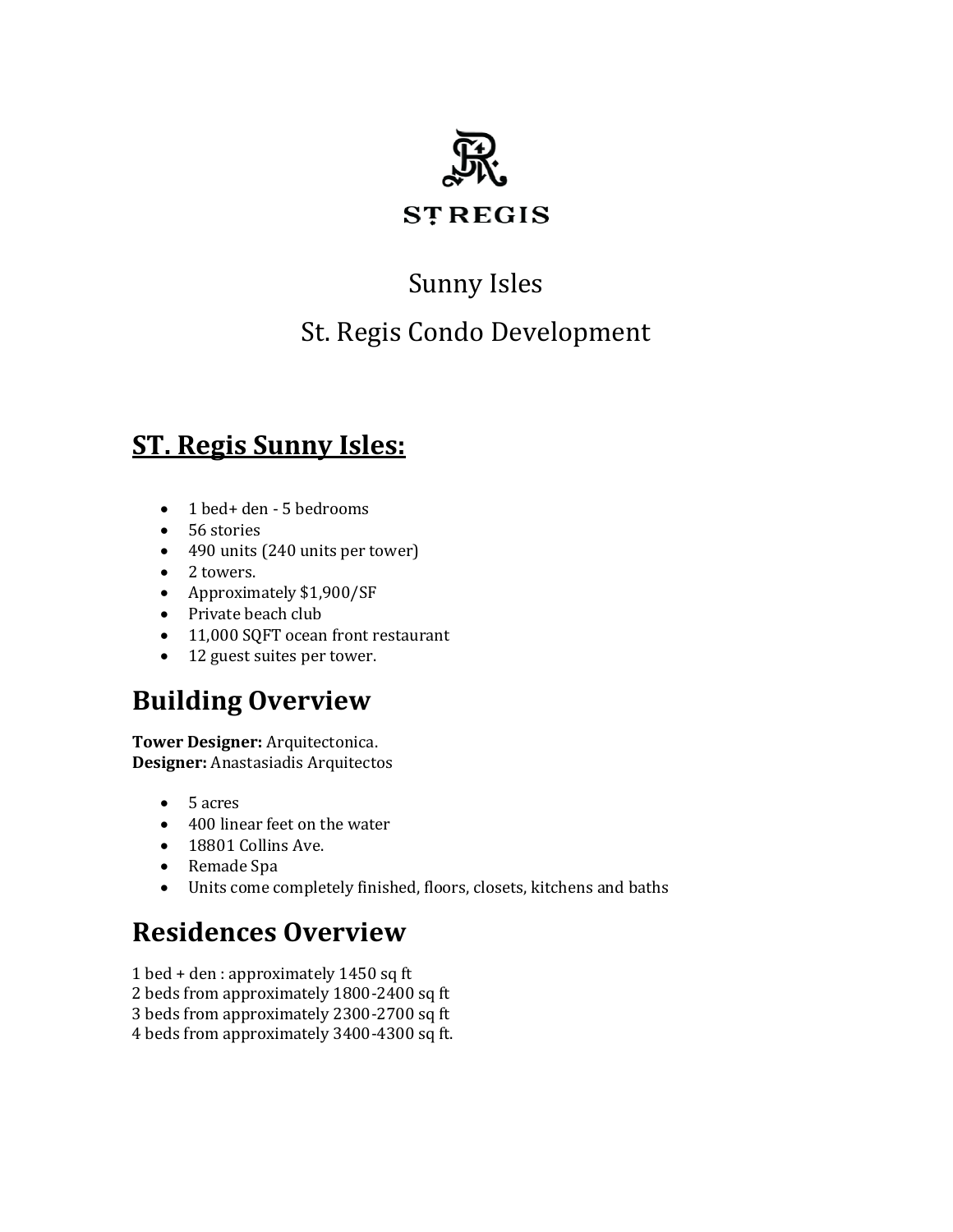ST REGIS

Sunny Isles

St. Regis Condo Development

## ST. Regis Sunny Isles:

- 1 bed+ den - 5 bedrooms
- 56 stories
- 490 units (240 units per tower)
- 2 towers.
- Approximately $1,900/SF
- Private beach club
- 11,000 SQFT ocean front restaurant
- 12 guest suites per tower.

# Building Overview

**Tower Designer:** Arquitectonica.
**Designer:** Anastasiadis Arquitectos

- 5 acres
- 400 linear feet on the water
- 18801 Collins Ave.
- Remade Spa
- Units come completely finished, floors, closets, kitchens and baths

# Residences Overview

1 bed + den : approximately 1450 sq ft
2 beds from approximately 1800-2400 sq ft
3 beds from approximately 2300-2700 sq ft
4 beds from approximately 3400-4300 sq ft.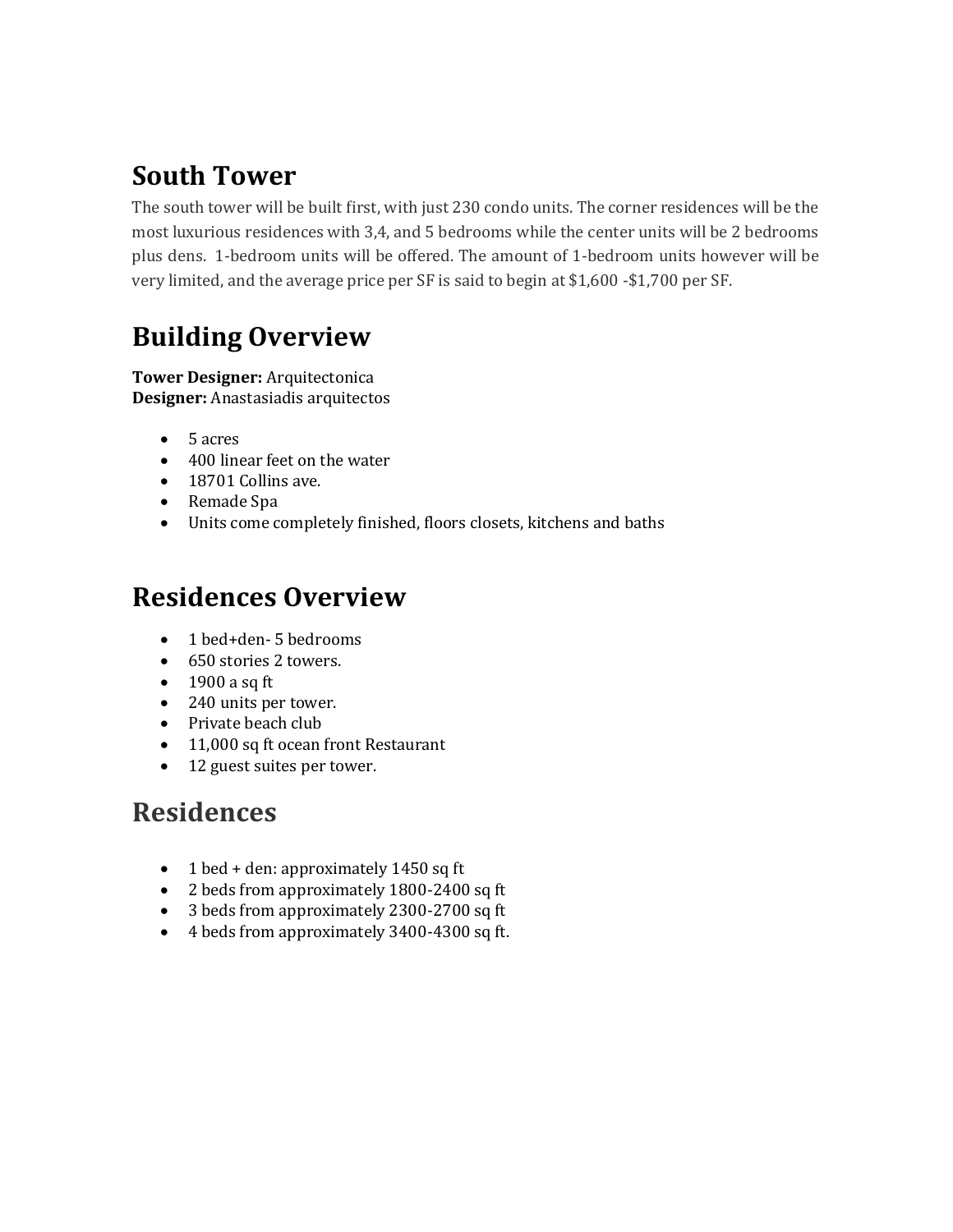## South Tower

The south tower will be built first, with just 230 condo units. The corner residences will be the most luxurious residences with 3,4, and 5 bedrooms while the center units will be 2 bedrooms plus dens. 1-bedroom units will be offered. The amount of 1-bedroom units however will be very limited, and the average price per SF is said to begin at $1,600 -$1,700 per SF.

# Building Overview

**Tower Designer:** Arquitectonica
**Designer:** Anastasiadis arquitectos

- 5 acres
- 400 linear feet on the water
- 18701 Collins ave.
- Remade Spa
- Units come completely finished, floors closets, kitchens and baths

# Residences Overview

- 1 bed+den- 5 bedrooms
- 650 stories 2 towers.
- 1900 a sq ft
- 240 units per tower.
- Private beach club
- 11,000 sq ft ocean front Restaurant
- 12 guest suites per tower.

# Residences

- 1 bed + den: approximately 1450 sq ft
- 2 beds from approximately 1800-2400 sq ft
- 3 beds from approximately 2300-2700 sq ft
- 4 beds from approximately 3400-4300 sq ft.